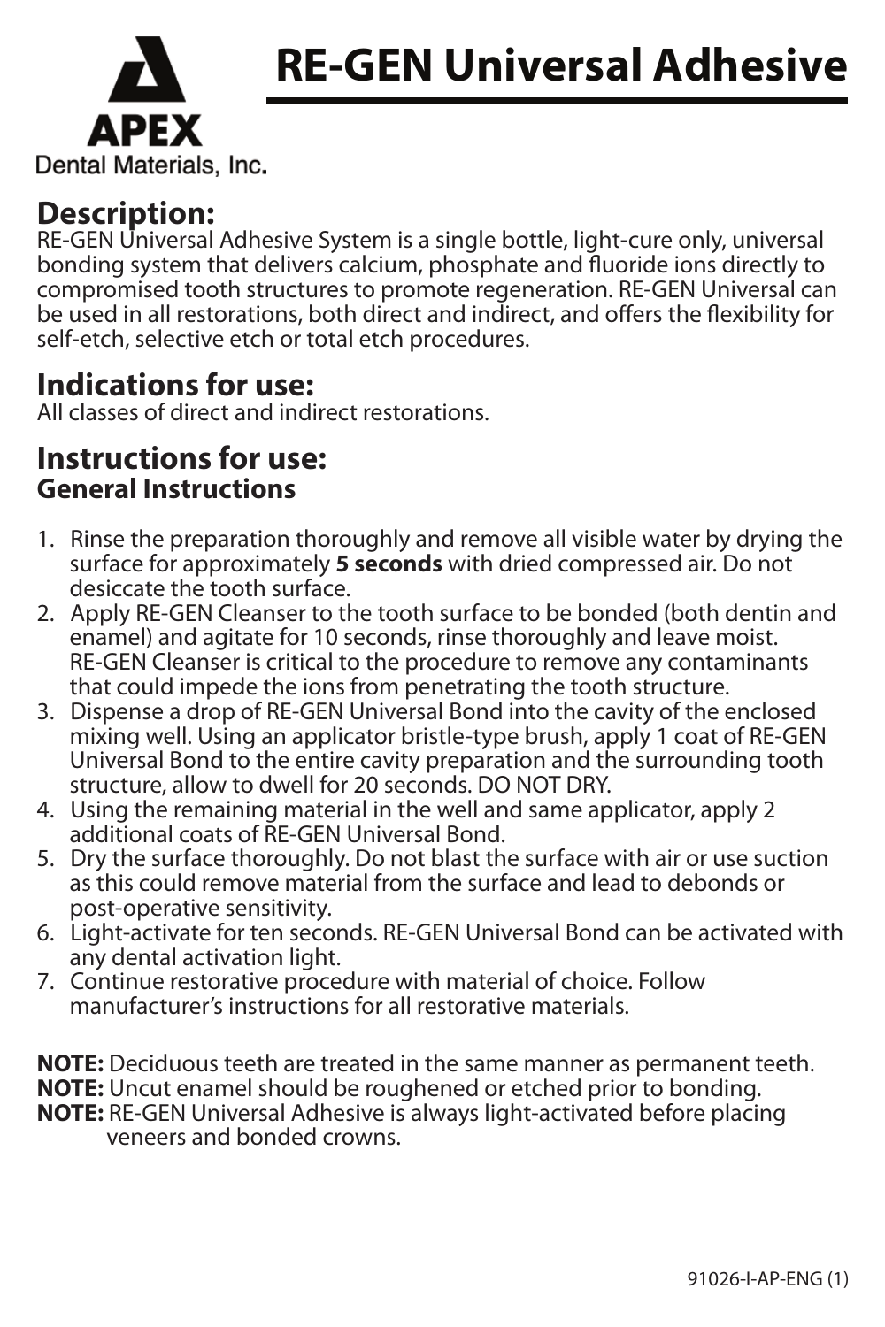APEX

Dental Materials, Inc.

# RE-GEN Universal Adhesive

## Description:

RE-GEN Universal Adhesive System is a single bottle, light-cure only, universal bonding system that delivers calcium, phosphate and fluoride ions directly to compromised tooth structures to promote regeneration. RE-GEN Universal can be used in all restorations, both direct and indirect, and offers the flexibility for self-etch, selective etch or total etch procedures.

## Indications for use:

All classes of direct and indirect restorations.

## Instructions for use:

### General Instructions

1. Rinse the preparation thoroughly and remove all visible water by drying the surface for approximately **5 seconds** with dried compressed air. Do not desiccate the tooth surface.
2. Apply RE-GEN Cleanser to the tooth surface to be bonded (both dentin and enamel) and agitate for 10 seconds, rinse thoroughly and leave moist. RE-GEN Cleanser is critical to the procedure to remove any contaminants that could impede the ions from penetrating the tooth structure.
3. Dispense a drop of RE-GEN Universal Bond into the cavity of the enclosed mixing well. Using an applicator bristle-type brush, apply 1 coat of RE-GEN Universal Bond to the entire cavity preparation and the surrounding tooth structure, allow to dwell for 20 seconds. DO NOT DRY.
4. Using the remaining material in the well and same applicator, apply 2 additional coats of RE-GEN Universal Bond.
5. Dry the surface thoroughly. Do not blast the surface with air or use suction as this could remove material from the surface and lead to debonds or post-operative sensitivity.
6. Light-activate for ten seconds. RE-GEN Universal Bond can be activated with any dental activation light.
7. Continue restorative procedure with material of choice. Follow manufacturer's instructions for all restorative materials.

**NOTE:** Deciduous teeth are treated in the same manner as permanent teeth.
**NOTE:** Uncut enamel should be roughened or etched prior to bonding.
**NOTE:** RE-GEN Universal Adhesive is always light-activated before placing veneers and bonded crowns.

91026-I-AP-ENG (1)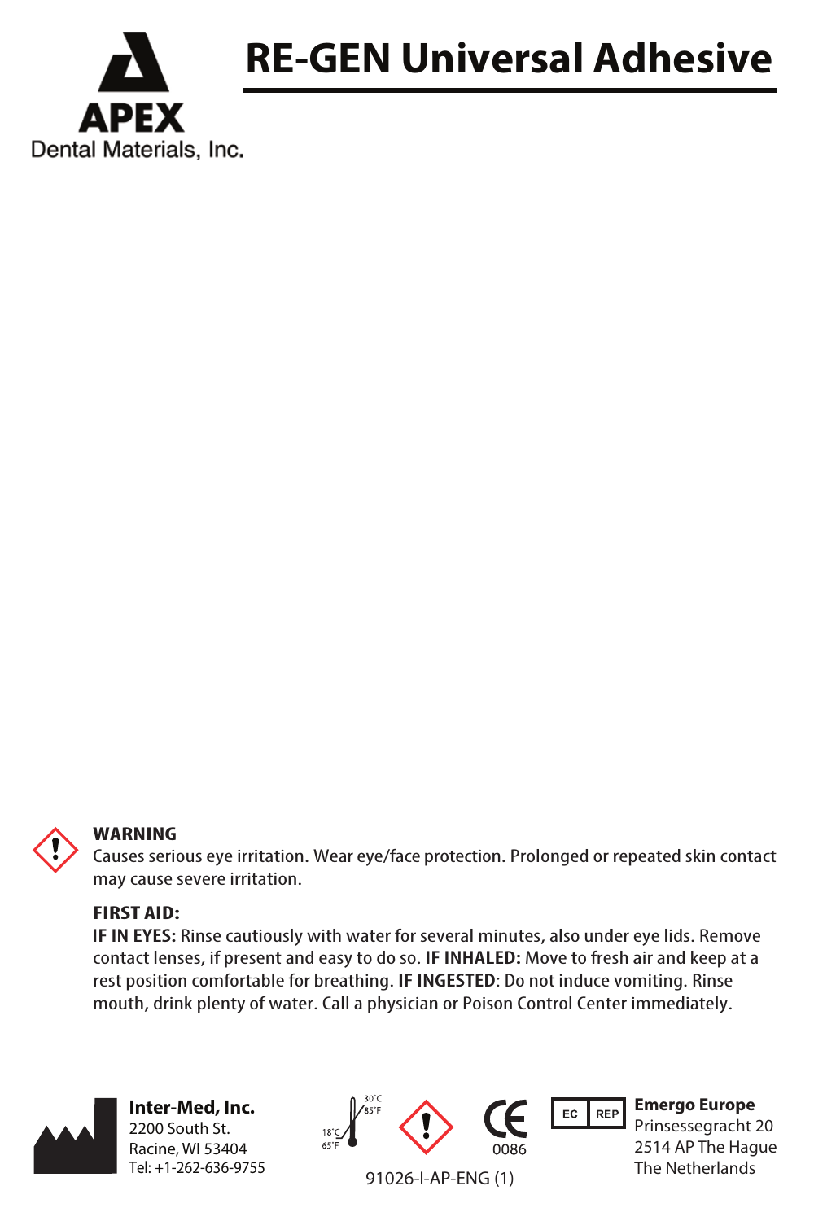APEX

Dental Materials, Inc.

# RE-GEN Universal Adhesive

**WARNING**

Causes serious eye irritation. Wear eye/face protection. Prolonged or repeated skin contact may cause severe irritation.

**FIRST AID:**

**IF IN EYES:** Rinse cautiously with water for several minutes, also under eye lids. Remove contact lenses, if present and easy to do so. **IF INHALED:** Move to fresh air and keep at a rest position comfortable for breathing. **IF INGESTED**: Do not induce vomiting. Rinse mouth, drink plenty of water. Call a physician or Poison Control Center immediately.

**Inter-Med, Inc.**
2200 South St.
Racine, WI 53404
Tel: +1-262-636-9755

30˚C 85˚F
18˚C 65˚F

0086

91026-I-AP-ENG (1)

EC REP

**Emergo Europe**
Prinsessegracht 20
2514 AP The Hague
The Netherlands